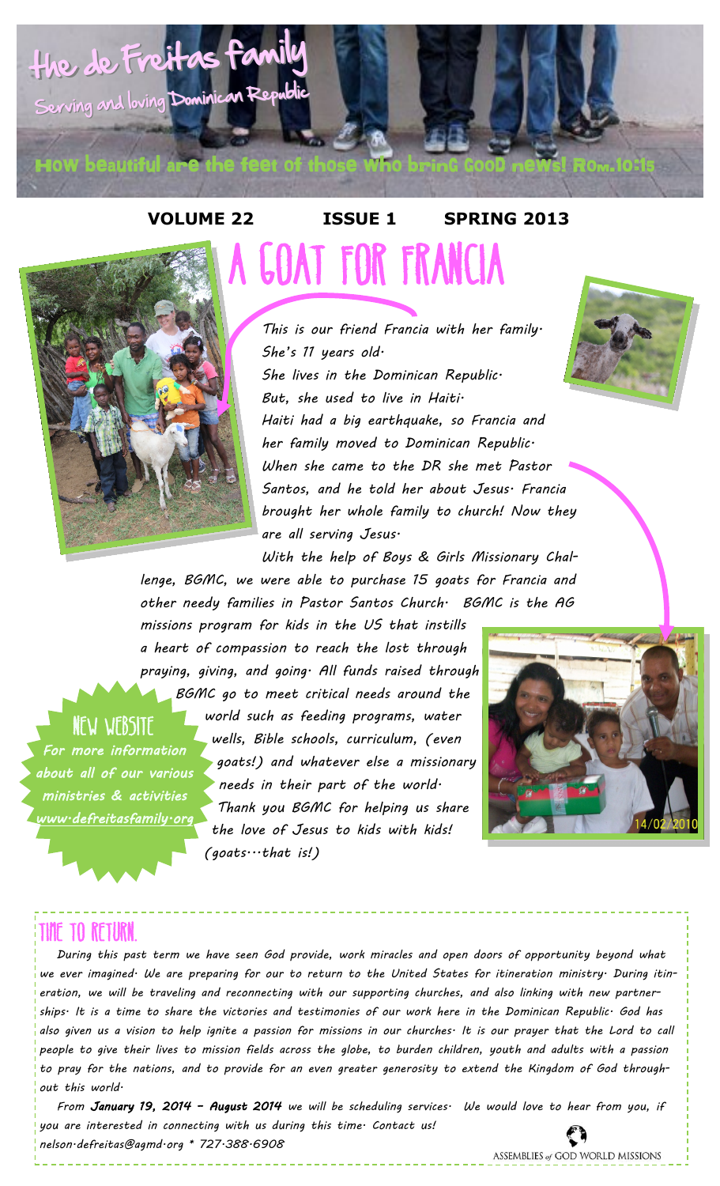# the de Freitas family

Serving and loving Dominican Republic

How beautiful are the feet of those who bring good news! Rom.10:15

**VOLUME 22 ISSUE 1 SPRING 2013**

## A GOAT FOR FRANCIA

*This is our friend Francia with her family. She's 11 years old. She lives in the Dominican Republic. But, she used to live in Haiti. Haiti had a big earthquake, so Francia and her family moved to Dominican Republic. When she came to the DR she met Pastor Santos, and he told her about Jesus. Francia brought her whole family to church! Now they are all serving Jesus.*

*With the help of Boys & Girls Missionary Challenge, BGMC, we were able to purchase 15 goats for Francia and other needy families in Pastor Santos Church. BGMC is the AG missions program for kids in the US that instills a heart of compassion to reach the lost through praying, giving, and going. All funds raised through BGMC go to meet critical needs around the world such as feeding programs, water wells, Bible schools, curriculum, (even goats!) and whatever else a missionary needs in their part of the world. Thank you BGMC for helping us share the love of Jesus to kids with kids! (goats…that is!)*

### NEW WEBSITE

*For more information about all of our various ministries & activities*
*www.defreitasfamily.org*

14/02/2010

## TIME TO RETURN.

*During this past term we have seen God provide, work miracles and open doors of opportunity beyond what we ever imagined. We are preparing for our to return to the United States for itineration ministry. During itineration, we will be traveling and reconnecting with our supporting churches, and also linking with new partnerships. It is a time to share the victories and testimonies of our work here in the Dominican Republic. God has also given us a vision to help ignite a passion for missions in our churches. It is our prayer that the Lord to call people to give their lives to mission fields across the globe, to burden children, youth and adults with a passion to pray for the nations, and to provide for an even greater generosity to extend the Kingdom of God throughout this world.*

*From **January 19, 2014 - August 2014** we will be scheduling services. We would love to hear from you, if you are interested in connecting with us during this time. Contact us!*
*nelson.defreitas@agmd.org * 727.388.6908*

ASSEMBLIES of GOD WORLD MISSIONS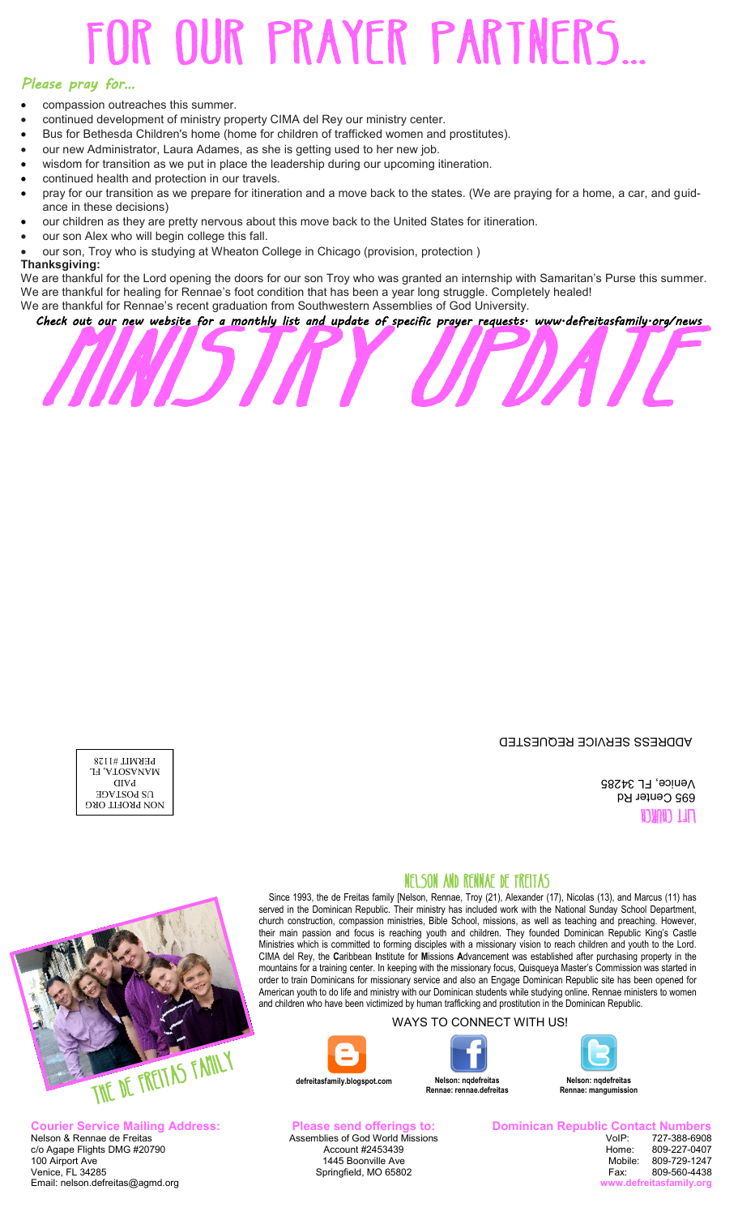# FOR OUR PRAYER PARTNERS...

*Please pray for...*

- compassion outreaches this summer.
- continued development of ministry property CIMA del Rey our ministry center.
- Bus for Bethesda Children's home (home for children of trafficked women and prostitutes).
- our new Administrator, Laura Adames, as she is getting used to her new job.
- wisdom for transition as we put in place the leadership during our upcoming itineration.
- continued health and protection in our travels.
- pray for our transition as we prepare for itineration and a move back to the states. (We are praying for a home, a car, and guidance in these decisions)
- our children as they are pretty nervous about this move back to the United States for itineration.
- our son Alex who will begin college this fall.
- our son, Troy who is studying at Wheaton College in Chicago (provision, protection )

**Thanksgiving:**

We are thankful for the Lord opening the doors for our son Troy who was granted an internship with Samaritan's Purse this summer. We are thankful for healing for Rennae's foot condition that has been a year long struggle. Completely healed!
We are thankful for Rennae's recent graduation from Southwestern Assemblies of God University.

***Check out our new website for a monthly list and update of specific prayer requests. www.defreitasfamily.org/news***

# MINISTRY UPDATE

ADDRESS SERVICE REQUESTED

LIFT CHURCH
695 Center Rd
Venice, FL 34285

NON PROFIT ORG
US POSTAGE
PAID
MANASOTA, FL
PERMIT #1128

THE DE FREITAS FAMILY

## NELSON AND RENNAE DE FREITAS

Since 1993, the de Freitas family [Nelson, Rennae, Troy (21), Alexander (17), Nicolas (13), and Marcus (11) has served in the Dominican Republic. Their ministry has included work with the National Sunday School Department, church construction, compassion ministries, Bible School, missions, as well as teaching and preaching. However, their main passion and focus is reaching youth and children. They founded Dominican Republic King's Castle Ministries which is committed to forming disciples with a missionary vision to reach children and youth to the Lord. CIMA del Rey, the **C**aribbean **I**nstitute for **M**issions **A**dvancement was established after purchasing property in the mountains for a training center. In keeping with the missionary focus, Quisqueya Master's Commission was started in order to train Dominicans for missionary service and also an Engage Dominican Republic site has been opened for American youth to do life and ministry with our Dominican students while studying online. Rennae ministers to women and children who have been victimized by human trafficking and prostitution in the Dominican Republic.

WAYS TO CONNECT WITH US!

**defreitasfamily.blogspot.com**

**Nelson: nqdefreitas**
**Rennae: rennae.defreitas**

**Nelson: nqdefreitas**
**Rennae: mangumission**

**Courier Service Mailing Address:**
Nelson & Rennae de Freitas
c/o Agape Flights DMG #20790
100 Airport Ave
Venice, FL 34285
Email: nelson.defreitas@agmd.org

**Please send offerings to:**
Assemblies of God World Missions
Account #2453439
1445 Boonville Ave
Springfield, MO 65802

**Dominican Republic Contact Numbers**
VoIP: 727-388-6908
Home: 809-227-0407
Mobile: 809-729-1247
Fax: 809-560-4438
**www.defreitasfamily.org**